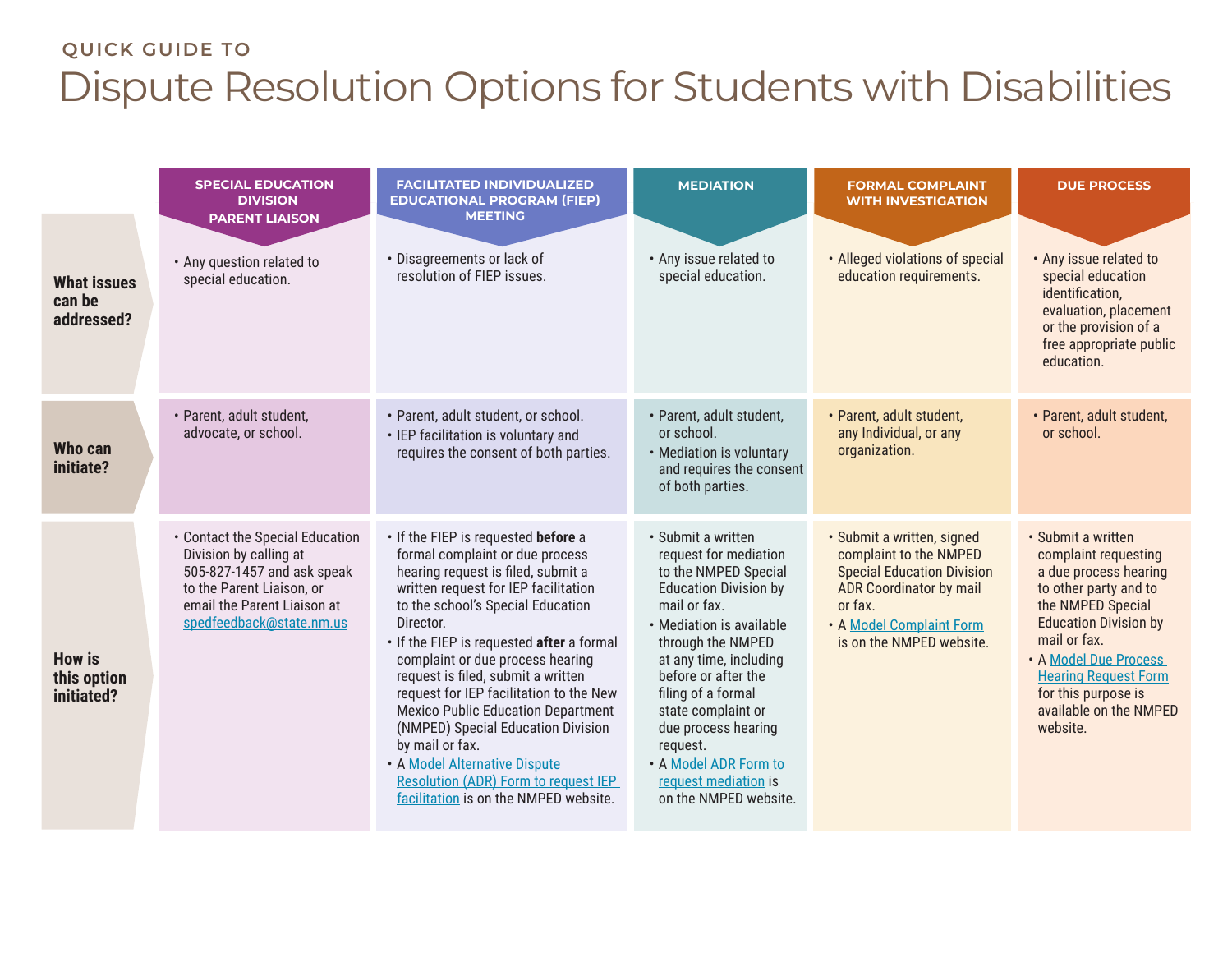QUICK GUIDE TO

# Dispute Resolution Options for Students with Disabilities

| | SPECIAL EDUCATION DIVISION PARENT LIAISON | FACILITATED INDIVIDUALIZED EDUCATIONAL PROGRAM (FIEP) MEETING | MEDIATION | FORMAL COMPLAINT WITH INVESTIGATION | DUE PROCESS |
|---|---|---|---|---|---|
| **What issues can be addressed?** | • Any question related to special education. | • Disagreements or lack of resolution of FIEP issues. | • Any issue related to special education. | • Alleged violations of special education requirements. | • Any issue related to special education identification, evaluation, placement or the provision of a free appropriate public education. |
| **Who can initiate?** | • Parent, adult student, advocate, or school. | • Parent, adult student, or school.<br>• IEP facilitation is voluntary and requires the consent of both parties. | • Parent, adult student, or school.<br>• Mediation is voluntary and requires the consent of both parties. | • Parent, adult student, any Individual, or any organization. | • Parent, adult student, or school. |
| **How is this option initiated?** | • Contact the Special Education Division by calling at 505-827-1457 and ask speak to the Parent Liaison, or email the Parent Liaison at spedfeedback@state.nm.us | • If the FIEP is requested **before** a formal complaint or due process hearing request is filed, submit a written request for IEP facilitation to the school's Special Education Director.<br>• If the FIEP is requested **after** a formal complaint or due process hearing request is filed, submit a written request for IEP facilitation to the New Mexico Public Education Department (NMPED) Special Education Division by mail or fax.<br>• A Model Alternative Dispute Resolution (ADR) Form to request IEP facilitation is on the NMPED website. | • Submit a written request for mediation to the NMPED Special Education Division by mail or fax.<br>• Mediation is available through the NMPED at any time, including before or after the filing of a formal state complaint or due process hearing request.<br>• A Model ADR Form to request mediation is on the NMPED website. | • Submit a written, signed complaint to the NMPED Special Education Division ADR Coordinator by mail or fax.<br>• A Model Complaint Form is on the NMPED website. | • Submit a written complaint requesting a due process hearing to other party and to the NMPED Special Education Division by mail or fax.<br>• A Model Due Process Hearing Request Form for this purpose is available on the NMPED website. |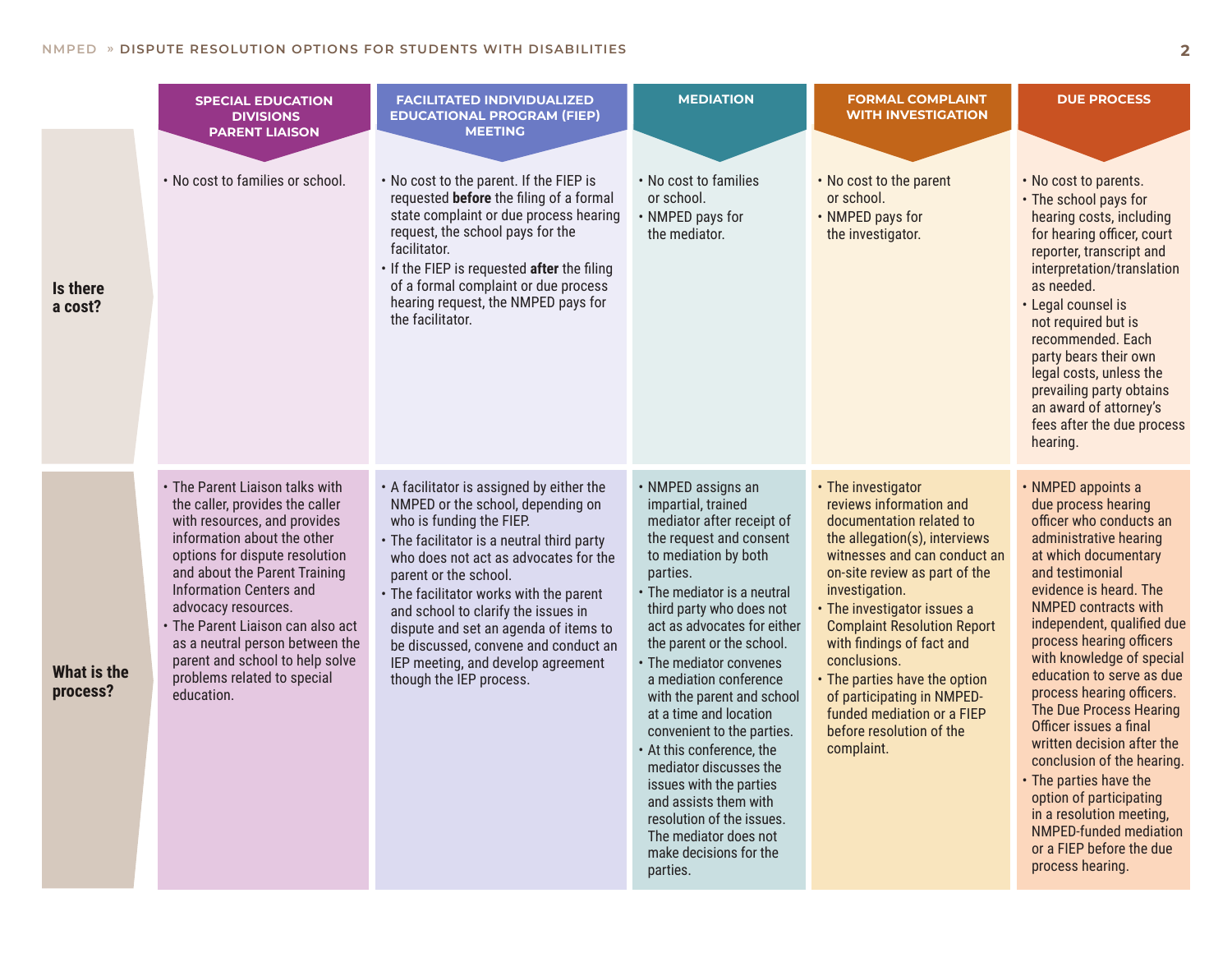| | SPECIAL EDUCATION DIVISIONS PARENT LIAISON | FACILITATED INDIVIDUALIZED EDUCATIONAL PROGRAM (FIEP) MEETING | MEDIATION | FORMAL COMPLAINT WITH INVESTIGATION | DUE PROCESS |
|---|---|---|---|---|---|
| **Is there a cost?** | • No cost to families or school. | • No cost to the parent. If the FIEP is requested **before** the filing of a formal state complaint or due process hearing request, the school pays for the facilitator.<br>• If the FIEP is requested **after** the filing of a formal complaint or due process hearing request, the NMPED pays for the facilitator. | • No cost to families or school.<br>• NMPED pays for the mediator. | • No cost to the parent or school.<br>• NMPED pays for the investigator. | • No cost to parents.<br>• The school pays for hearing costs, including for hearing officer, court reporter, transcript and interpretation/translation as needed.<br>• Legal counsel is not required but is recommended. Each party bears their own legal costs, unless the prevailing party obtains an award of attorney's fees after the due process hearing. |
| **What is the process?** | • The Parent Liaison talks with the caller, provides the caller with resources, and provides information about the other options for dispute resolution and about the Parent Training Information Centers and advocacy resources.<br>• The Parent Liaison can also act as a neutral person between the parent and school to help solve problems related to special education. | • A facilitator is assigned by either the NMPED or the school, depending on who is funding the FIEP.<br>• The facilitator is a neutral third party who does not act as advocates for the parent or the school.<br>• The facilitator works with the parent and school to clarify the issues in dispute and set an agenda of items to be discussed, convene and conduct an IEP meeting, and develop agreement though the IEP process. | • NMPED assigns an impartial, trained mediator after receipt of the request and consent to mediation by both parties.<br>• The mediator is a neutral third party who does not act as advocates for either the parent or the school.<br>• The mediator convenes a mediation conference with the parent and school at a time and location convenient to the parties.<br>• At this conference, the mediator discusses the issues with the parties and assists them with resolution of the issues. The mediator does not make decisions for the parties. | • The investigator reviews information and documentation related to the allegation(s), interviews witnesses and can conduct an on-site review as part of the investigation.<br>• The investigator issues a Complaint Resolution Report with findings of fact and conclusions.<br>• The parties have the option of participating in NMPED-funded mediation or a FIEP before resolution of the complaint. | • NMPED appoints a due process hearing officer who conducts an administrative hearing at which documentary and testimonial evidence is heard. The NMPED contracts with independent, qualified due process hearing officers with knowledge of special education to serve as due process hearing officers. The Due Process Hearing Officer issues a final written decision after the conclusion of the hearing.<br>• The parties have the option of participating in a resolution meeting, NMPED-funded mediation or a FIEP before the due process hearing. |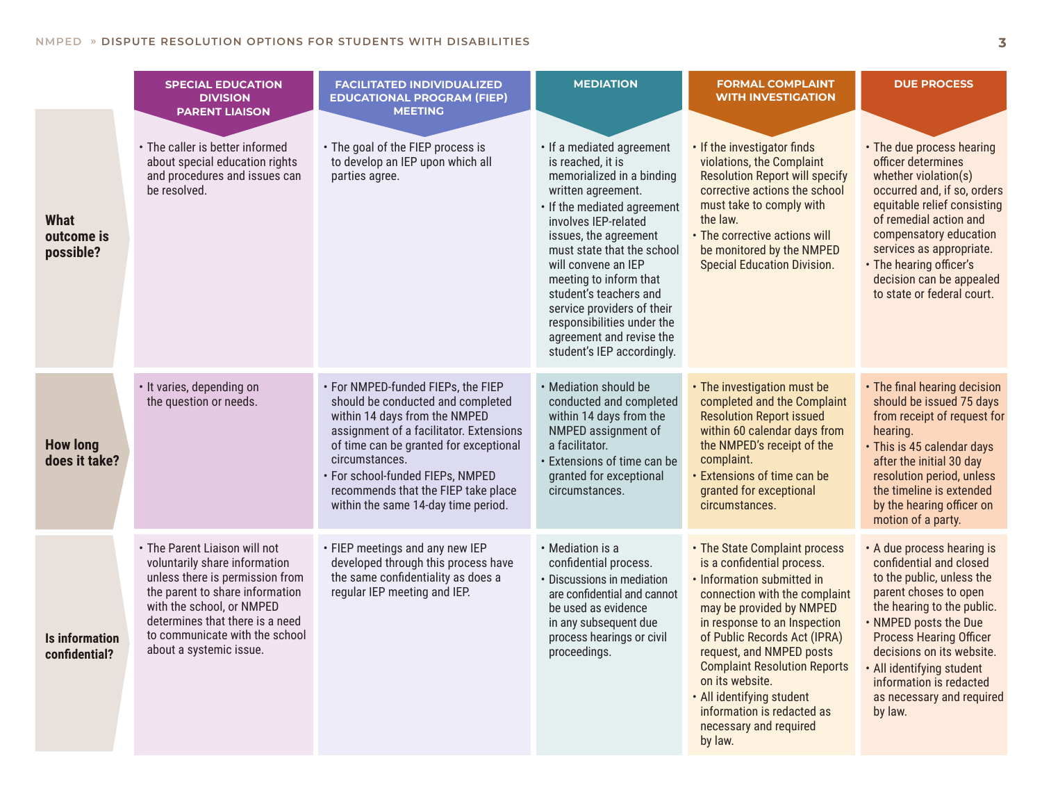| | SPECIAL EDUCATION DIVISION PARENT LIAISON | FACILITATED INDIVIDUALIZED EDUCATIONAL PROGRAM (FIEP) MEETING | MEDIATION | FORMAL COMPLAINT WITH INVESTIGATION | DUE PROCESS |
|---|---|---|---|---|---|
| **What outcome is possible?** | • The caller is better informed about special education rights and procedures and issues can be resolved. | • The goal of the FIEP process is to develop an IEP upon which all parties agree. | • If a mediated agreement is reached, it is memorialized in a binding written agreement.<br>• If the mediated agreement involves IEP-related issues, the agreement must state that the school will convene an IEP meeting to inform that student's teachers and service providers of their responsibilities under the agreement and revise the student's IEP accordingly. | • If the investigator finds violations, the Complaint Resolution Report will specify corrective actions the school must take to comply with the law.<br>• The corrective actions will be monitored by the NMPED Special Education Division. | • The due process hearing officer determines whether violation(s) occurred and, if so, orders equitable relief consisting of remedial action and compensatory education services as appropriate.<br>• The hearing officer's decision can be appealed to state or federal court. |
| **How long does it take?** | • It varies, depending on the question or needs. | • For NMPED-funded FIEPs, the FIEP should be conducted and completed within 14 days from the NMPED assignment of a facilitator. Extensions of time can be granted for exceptional circumstances.<br>• For school-funded FIEPs, NMPED recommends that the FIEP take place within the same 14-day time period. | • Mediation should be conducted and completed within 14 days from the NMPED assignment of a facilitator.<br>• Extensions of time can be granted for exceptional circumstances. | • The investigation must be completed and the Complaint Resolution Report issued within 60 calendar days from the NMPED's receipt of the complaint.<br>• Extensions of time can be granted for exceptional circumstances. | • The final hearing decision should be issued 75 days from receipt of request for hearing.<br>• This is 45 calendar days after the initial 30 day resolution period, unless the timeline is extended by the hearing officer on motion of a party. |
| **Is information confidential?** | • The Parent Liaison will not voluntarily share information unless there is permission from the parent to share information with the school, or NMPED determines that there is a need to communicate with the school about a systemic issue. | • FIEP meetings and any new IEP developed through this process have the same confidentiality as does a regular IEP meeting and IEP. | • Mediation is a confidential process.<br>• Discussions in mediation are confidential and cannot be used as evidence in any subsequent due process hearings or civil proceedings. | • The State Complaint process is a confidential process.<br>• Information submitted in connection with the complaint may be provided by NMPED in response to an Inspection of Public Records Act (IPRA) request, and NMPED posts Complaint Resolution Reports on its website.<br>• All identifying student information is redacted as necessary and required by law. | • A due process hearing is confidential and closed to the public, unless the parent choses to open the hearing to the public.<br>• NMPED posts the Due Process Hearing Officer decisions on its website.<br>• All identifying student information is redacted as necessary and required by law. |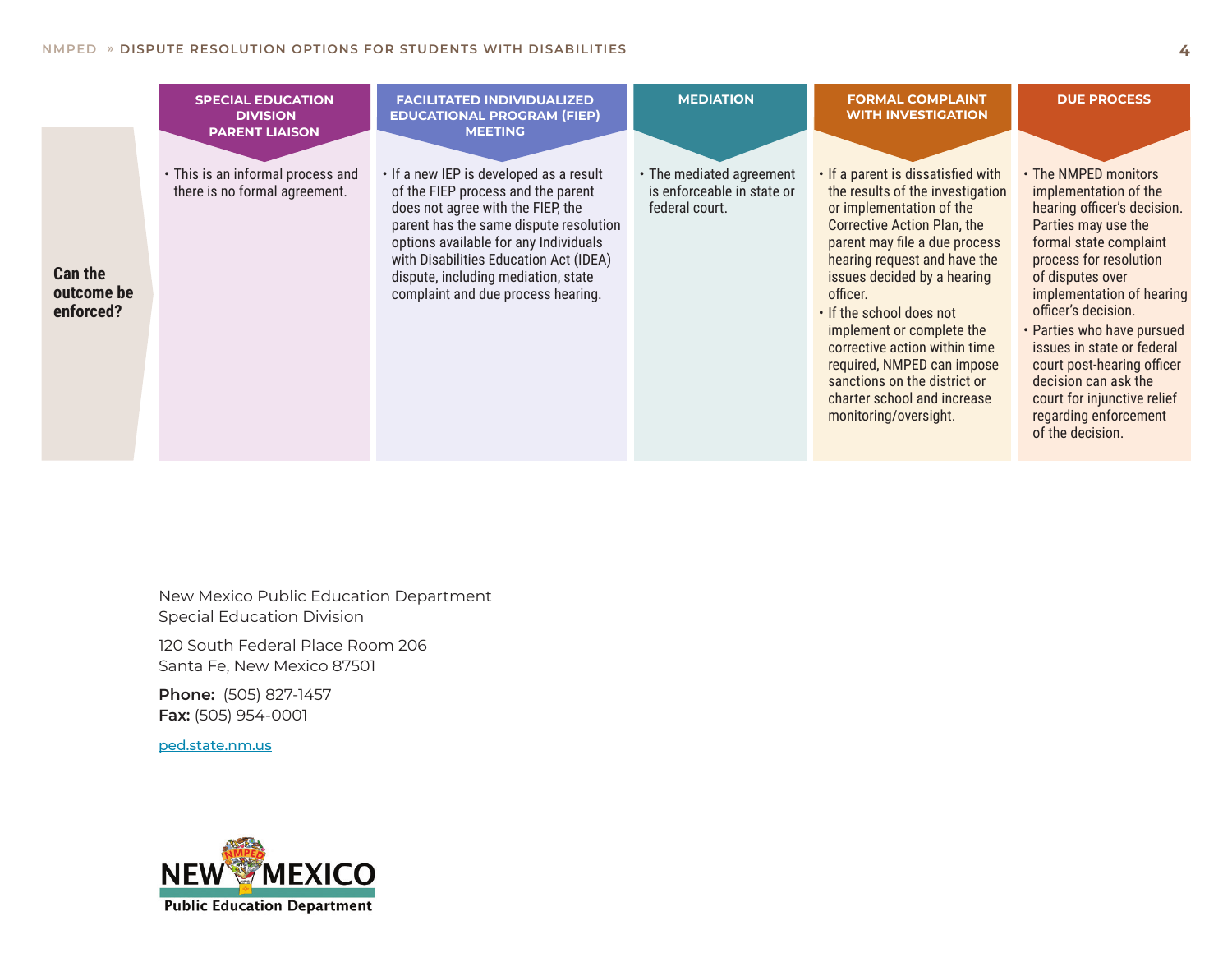| | SPECIAL EDUCATION DIVISION PARENT LIAISON | FACILITATED INDIVIDUALIZED EDUCATIONAL PROGRAM (FIEP) MEETING | MEDIATION | FORMAL COMPLAINT WITH INVESTIGATION | DUE PROCESS |
|---|---|---|---|---|---|
| **Can the outcome be enforced?** | • This is an informal process and there is no formal agreement. | • If a new IEP is developed as a result of the FIEP process and the parent does not agree with the FIEP, the parent has the same dispute resolution options available for any Individuals with Disabilities Education Act (IDEA) dispute, including mediation, state complaint and due process hearing. | • The mediated agreement is enforceable in state or federal court. | • If a parent is dissatisfied with the results of the investigation or implementation of the Corrective Action Plan, the parent may file a due process hearing request and have the issues decided by a hearing officer.<br>• If the school does not implement or complete the corrective action within time required, NMPED can impose sanctions on the district or charter school and increase monitoring/oversight. | • The NMPED monitors implementation of the hearing officer's decision. Parties may use the formal state complaint process for resolution of disputes over implementation of hearing officer's decision.<br>• Parties who have pursued issues in state or federal court post-hearing officer decision can ask the court for injunctive relief regarding enforcement of the decision. |

New Mexico Public Education Department
Special Education Division

120 South Federal Place Room 206
Santa Fe, New Mexico 87501

**Phone:** (505) 827-1457
**Fax:** (505) 954-0001

ped.state.nm.us

NEW MEXICO
Public Education Department